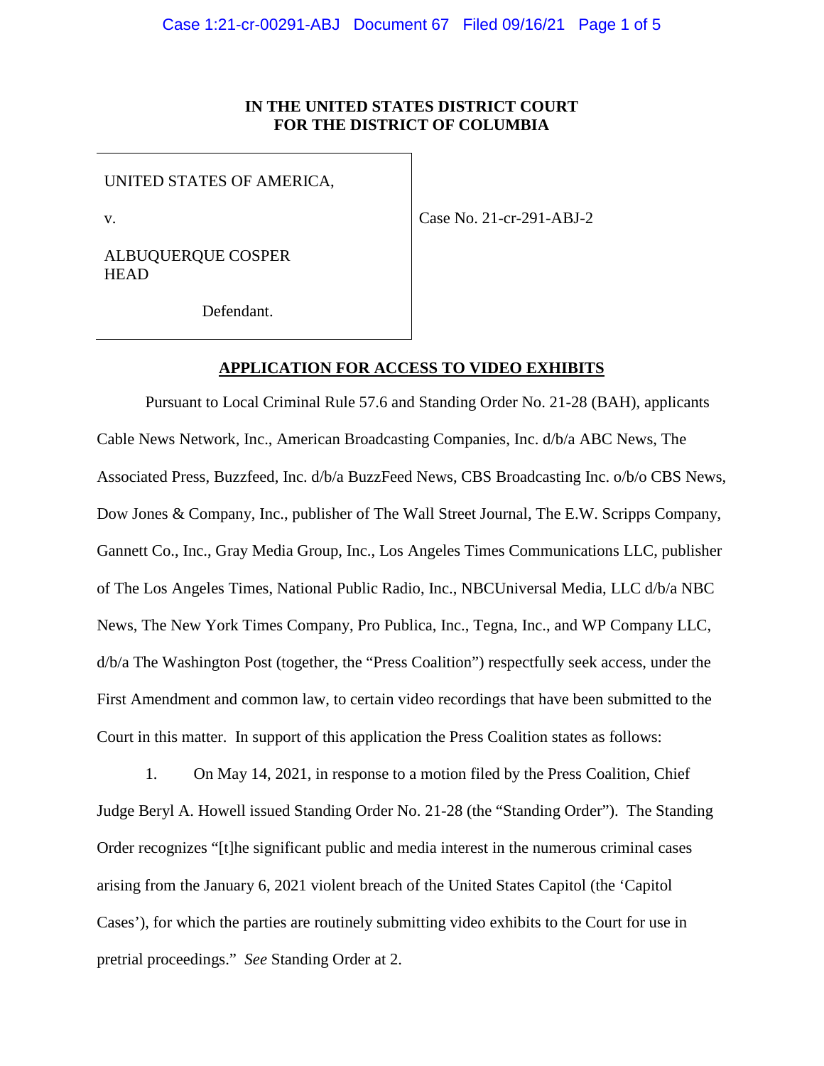**IN THE UNITED STATES DISTRICT COURT**
**FOR THE DISTRICT OF COLUMBIA**

| | |
|---|---|
| UNITED STATES OF AMERICA,<br><br>v.<br><br>ALBUQUERQUE COSPER HEAD<br><br>Defendant. | Case No. 21-cr-291-ABJ-2 |

**APPLICATION FOR ACCESS TO VIDEO EXHIBITS**

Pursuant to Local Criminal Rule 57.6 and Standing Order No. 21-28 (BAH), applicants Cable News Network, Inc., American Broadcasting Companies, Inc. d/b/a ABC News, The Associated Press, Buzzfeed, Inc. d/b/a BuzzFeed News, CBS Broadcasting Inc. o/b/o CBS News, Dow Jones & Company, Inc., publisher of The Wall Street Journal, The E.W. Scripps Company, Gannett Co., Inc., Gray Media Group, Inc., Los Angeles Times Communications LLC, publisher of The Los Angeles Times, National Public Radio, Inc., NBCUniversal Media, LLC d/b/a NBC News, The New York Times Company, Pro Publica, Inc., Tegna, Inc., and WP Company LLC, d/b/a The Washington Post (together, the "Press Coalition") respectfully seek access, under the First Amendment and common law, to certain video recordings that have been submitted to the Court in this matter. In support of this application the Press Coalition states as follows:

1. On May 14, 2021, in response to a motion filed by the Press Coalition, Chief Judge Beryl A. Howell issued Standing Order No. 21-28 (the "Standing Order"). The Standing Order recognizes "[t]he significant public and media interest in the numerous criminal cases arising from the January 6, 2021 violent breach of the United States Capitol (the 'Capitol Cases'), for which the parties are routinely submitting video exhibits to the Court for use in pretrial proceedings." *See* Standing Order at 2.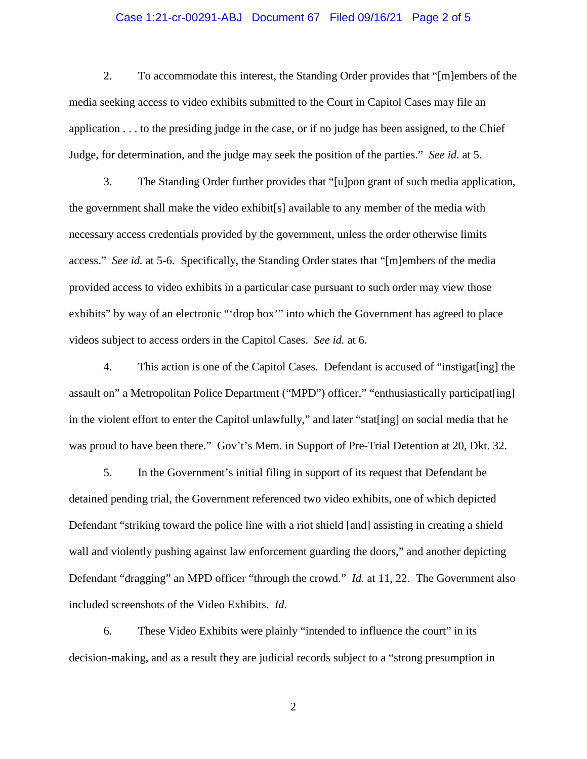2. To accommodate this interest, the Standing Order provides that "[m]embers of the media seeking access to video exhibits submitted to the Court in Capitol Cases may file an application . . . to the presiding judge in the case, or if no judge has been assigned, to the Chief Judge, for determination, and the judge may seek the position of the parties." *See id.* at 5.

3. The Standing Order further provides that "[u]pon grant of such media application, the government shall make the video exhibit[s] available to any member of the media with necessary access credentials provided by the government, unless the order otherwise limits access." *See id.* at 5-6. Specifically, the Standing Order states that "[m]embers of the media provided access to video exhibits in a particular case pursuant to such order may view those exhibits" by way of an electronic "'drop box'" into which the Government has agreed to place videos subject to access orders in the Capitol Cases. *See id.* at 6.

4. This action is one of the Capitol Cases. Defendant is accused of "instigat[ing] the assault on" a Metropolitan Police Department ("MPD") officer," "enthusiastically participat[ing] in the violent effort to enter the Capitol unlawfully," and later "stat[ing] on social media that he was proud to have been there." Gov't's Mem. in Support of Pre-Trial Detention at 20, Dkt. 32.

5. In the Government's initial filing in support of its request that Defendant be detained pending trial, the Government referenced two video exhibits, one of which depicted Defendant "striking toward the police line with a riot shield [and] assisting in creating a shield wall and violently pushing against law enforcement guarding the doors," and another depicting Defendant "dragging" an MPD officer "through the crowd." *Id.* at 11, 22. The Government also included screenshots of the Video Exhibits. *Id.*

6. These Video Exhibits were plainly "intended to influence the court" in its decision-making, and as a result they are judicial records subject to a "strong presumption in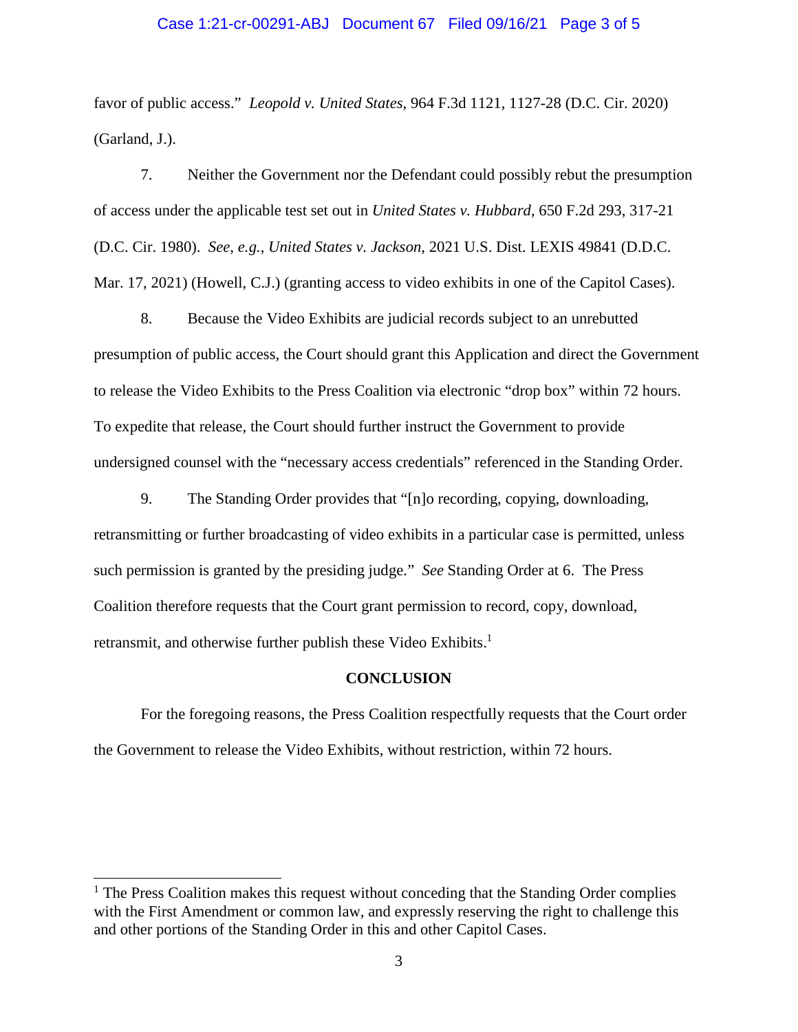favor of public access." *Leopold v. United States*, 964 F.3d 1121, 1127-28 (D.C. Cir. 2020) (Garland, J.).

7. Neither the Government nor the Defendant could possibly rebut the presumption of access under the applicable test set out in *United States v. Hubbard*, 650 F.2d 293, 317-21 (D.C. Cir. 1980). *See, e.g.*, *United States v. Jackson*, 2021 U.S. Dist. LEXIS 49841 (D.D.C. Mar. 17, 2021) (Howell, C.J.) (granting access to video exhibits in one of the Capitol Cases).

8. Because the Video Exhibits are judicial records subject to an unrebutted presumption of public access, the Court should grant this Application and direct the Government to release the Video Exhibits to the Press Coalition via electronic "drop box" within 72 hours. To expedite that release, the Court should further instruct the Government to provide undersigned counsel with the "necessary access credentials" referenced in the Standing Order.

9. The Standing Order provides that "[n]o recording, copying, downloading, retransmitting or further broadcasting of video exhibits in a particular case is permitted, unless such permission is granted by the presiding judge." *See* Standing Order at 6. The Press Coalition therefore requests that the Court grant permission to record, copy, download, retransmit, and otherwise further publish these Video Exhibits.[1]

**CONCLUSION**

For the foregoing reasons, the Press Coalition respectfully requests that the Court order the Government to release the Video Exhibits, without restriction, within 72 hours.

[1] The Press Coalition makes this request without conceding that the Standing Order complies with the First Amendment or common law, and expressly reserving the right to challenge this and other portions of the Standing Order in this and other Capitol Cases.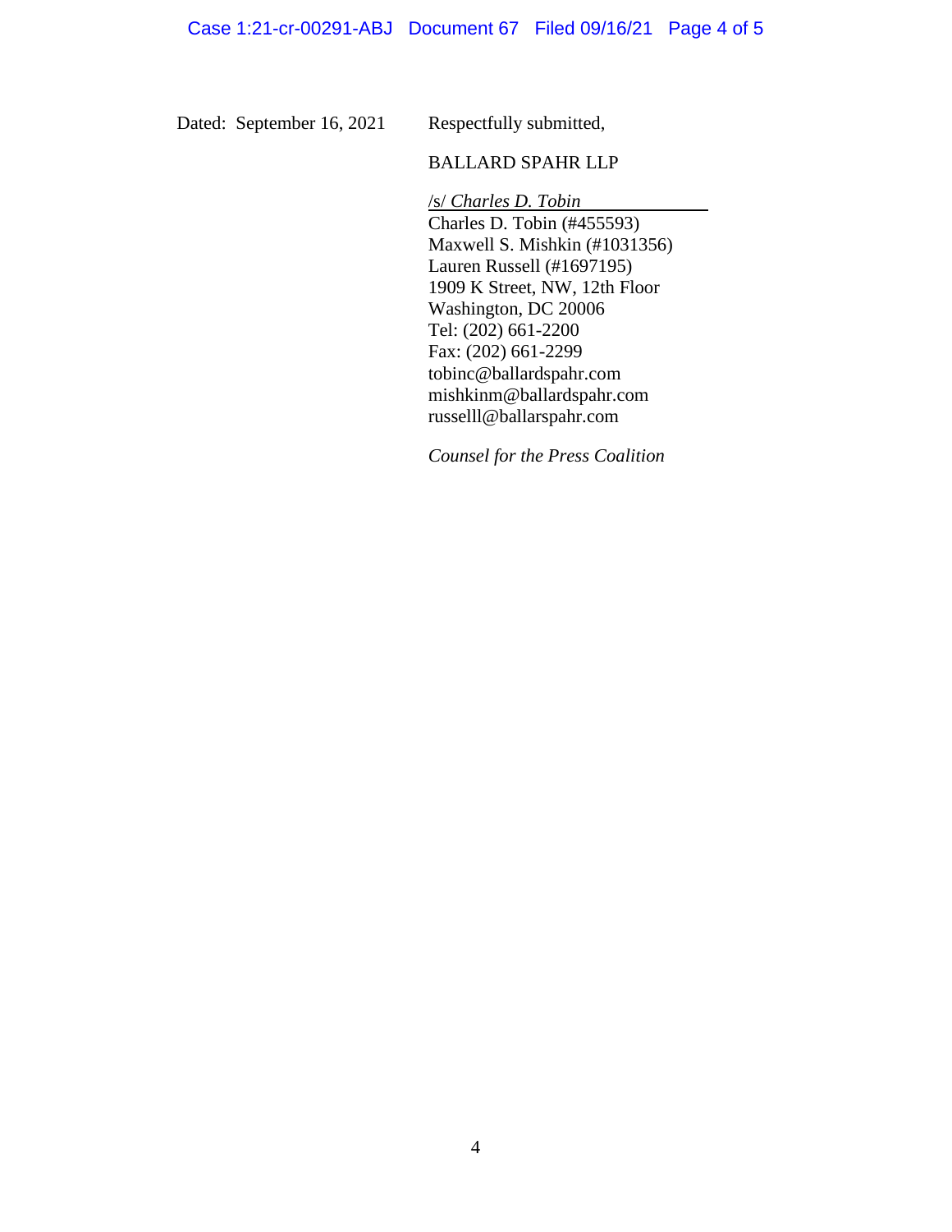Dated: September 16, 2021

Respectfully submitted,

BALLARD SPAHR LLP

/s/ *Charles D. Tobin*
Charles D. Tobin (#455593)
Maxwell S. Mishkin (#1031356)
Lauren Russell (#1697195)
1909 K Street, NW, 12th Floor
Washington, DC 20006
Tel: (202) 661-2200
Fax: (202) 661-2299
tobinc@ballardspahr.com
mishkinm@ballardspahr.com
russelll@ballarspahr.com

*Counsel for the Press Coalition*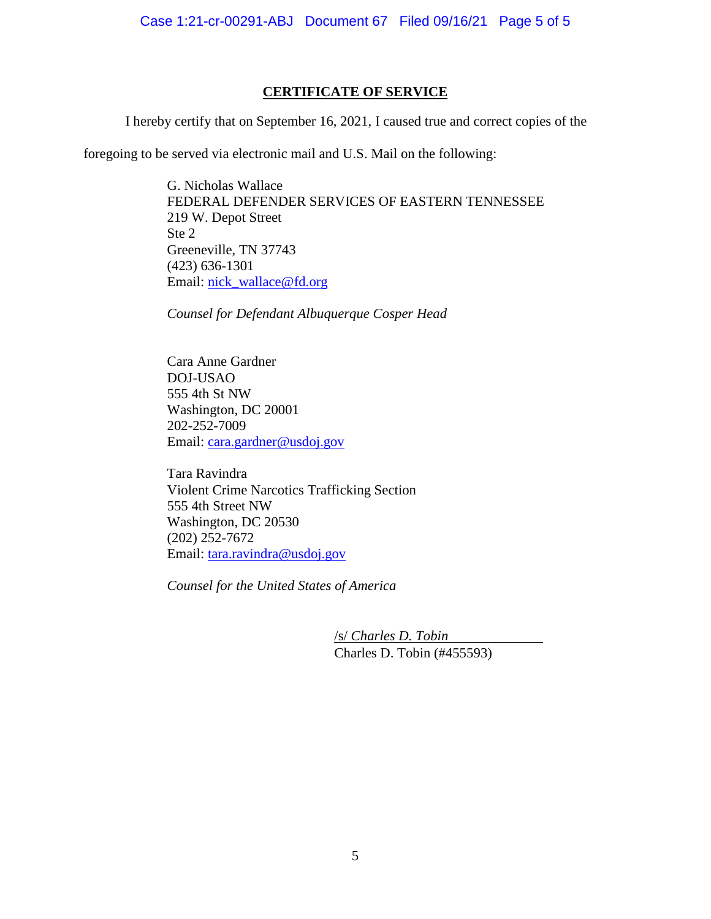**CERTIFICATE OF SERVICE**

I hereby certify that on September 16, 2021, I caused true and correct copies of the foregoing to be served via electronic mail and U.S. Mail on the following:

G. Nicholas Wallace
FEDERAL DEFENDER SERVICES OF EASTERN TENNESSEE
219 W. Depot Street
Ste 2
Greeneville, TN 37743
(423) 636-1301
Email: nick_wallace@fd.org

*Counsel for Defendant Albuquerque Cosper Head*

Cara Anne Gardner
DOJ-USAO
555 4th St NW
Washington, DC 20001
202-252-7009
Email: cara.gardner@usdoj.gov

Tara Ravindra
Violent Crime Narcotics Trafficking Section
555 4th Street NW
Washington, DC 20530
(202) 252-7672
Email: tara.ravindra@usdoj.gov

*Counsel for the United States of America*

/s/ *Charles D. Tobin*
Charles D. Tobin (#455593)